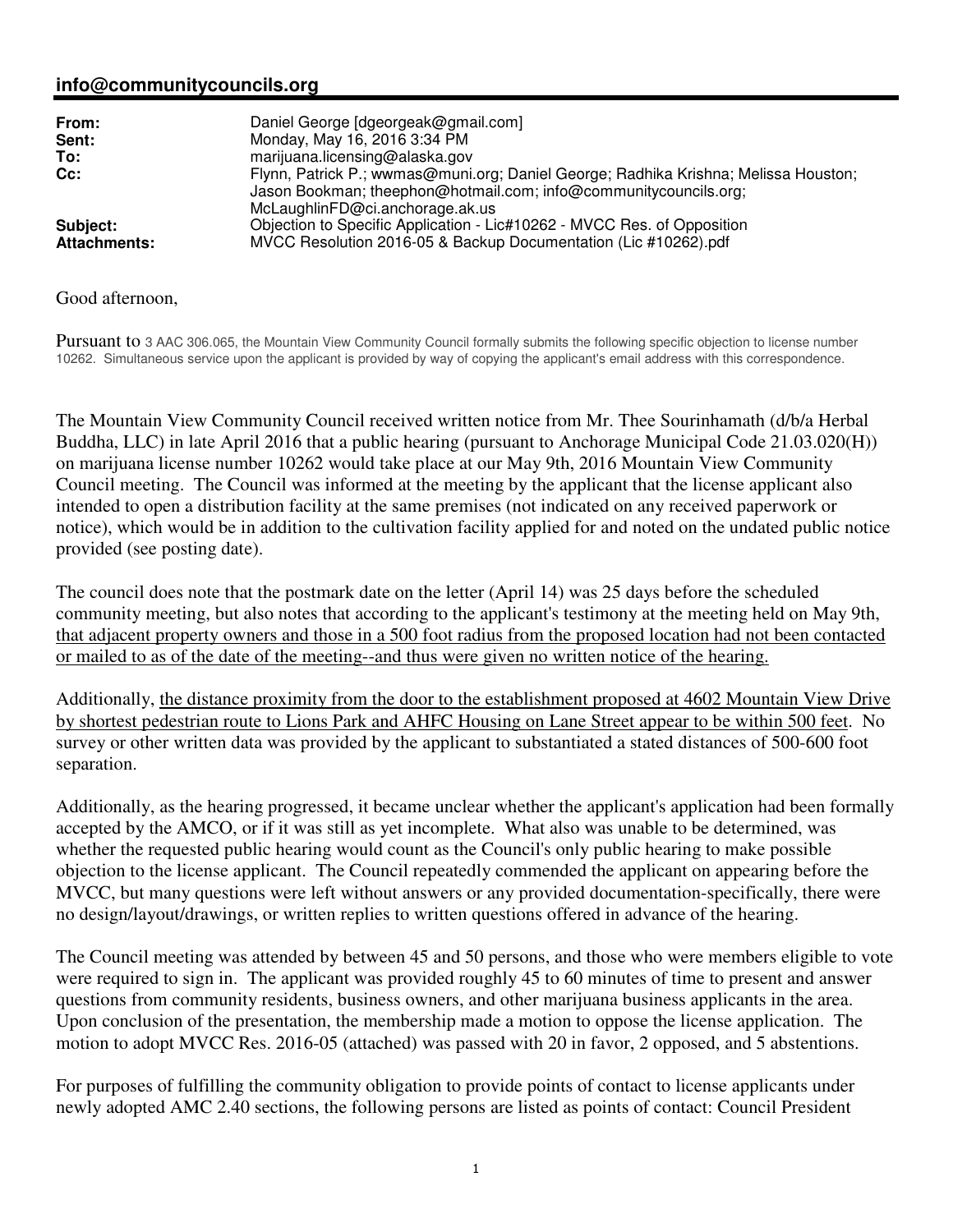**info@communitycouncils.org**

| | |
|---|---|
| **From:** | Daniel George [dgeorgeak@gmail.com] |
| **Sent:** | Monday, May 16, 2016 3:34 PM |
| **To:** | marijuana.licensing@alaska.gov |
| **Cc:** | Flynn, Patrick P.; wwmas@muni.org; Daniel George; Radhika Krishna; Melissa Houston; Jason Bookman; theephon@hotmail.com; info@communitycouncils.org; McLaughlinFD@ci.anchorage.ak.us |
| **Subject:** | Objection to Specific Application - Lic#10262 - MVCC Res. of Opposition |
| **Attachments:** | MVCC Resolution 2016-05 & Backup Documentation (Lic #10262).pdf |

Good afternoon,

Pursuant to 3 AAC 306.065, the Mountain View Community Council formally submits the following specific objection to license number 10262. Simultaneous service upon the applicant is provided by way of copying the applicant's email address with this correspondence.

The Mountain View Community Council received written notice from Mr. Thee Sourinhamath (d/b/a Herbal Buddha, LLC) in late April 2016 that a public hearing (pursuant to Anchorage Municipal Code 21.03.020(H)) on marijuana license number 10262 would take place at our May 9th, 2016 Mountain View Community Council meeting. The Council was informed at the meeting by the applicant that the license applicant also intended to open a distribution facility at the same premises (not indicated on any received paperwork or notice), which would be in addition to the cultivation facility applied for and noted on the undated public notice provided (see posting date).

The council does note that the postmark date on the letter (April 14) was 25 days before the scheduled community meeting, but also notes that according to the applicant's testimony at the meeting held on May 9th, <u>that adjacent property owners and those in a 500 foot radius from the proposed location had not been contacted or mailed to as of the date of the meeting--and thus were given no written notice of the hearing.</u>

Additionally, <u>the distance proximity from the door to the establishment proposed at 4602 Mountain View Drive by shortest pedestrian route to Lions Park and AHFC Housing on Lane Street appear to be within 500 feet</u>. No survey or other written data was provided by the applicant to substantiated a stated distances of 500-600 foot separation.

Additionally, as the hearing progressed, it became unclear whether the applicant's application had been formally accepted by the AMCO, or if it was still as yet incomplete. What also was unable to be determined, was whether the requested public hearing would count as the Council's only public hearing to make possible objection to the license applicant. The Council repeatedly commended the applicant on appearing before the MVCC, but many questions were left without answers or any provided documentation-specifically, there were no design/layout/drawings, or written replies to written questions offered in advance of the hearing.

The Council meeting was attended by between 45 and 50 persons, and those who were members eligible to vote were required to sign in. The applicant was provided roughly 45 to 60 minutes of time to present and answer questions from community residents, business owners, and other marijuana business applicants in the area. Upon conclusion of the presentation, the membership made a motion to oppose the license application. The motion to adopt MVCC Res. 2016-05 (attached) was passed with 20 in favor, 2 opposed, and 5 abstentions.

For purposes of fulfilling the community obligation to provide points of contact to license applicants under newly adopted AMC 2.40 sections, the following persons are listed as points of contact: Council President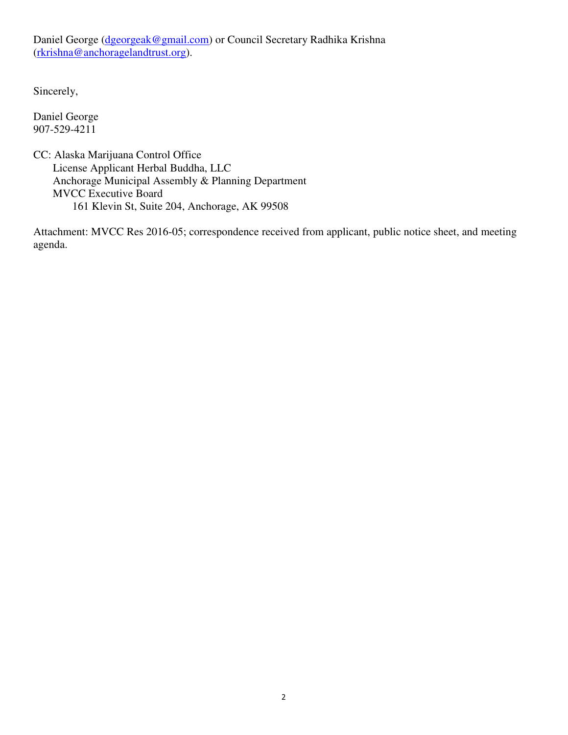Daniel George (dgeorgeak@gmail.com) or Council Secretary Radhika Krishna (rkrishna@anchoragelandtrust.org).

Sincerely,

Daniel George
907-529-4211

CC: Alaska Marijuana Control Office
License Applicant Herbal Buddha, LLC
Anchorage Municipal Assembly & Planning Department
MVCC Executive Board
161 Klevin St, Suite 204, Anchorage, AK 99508

Attachment: MVCC Res 2016-05; correspondence received from applicant, public notice sheet, and meeting agenda.